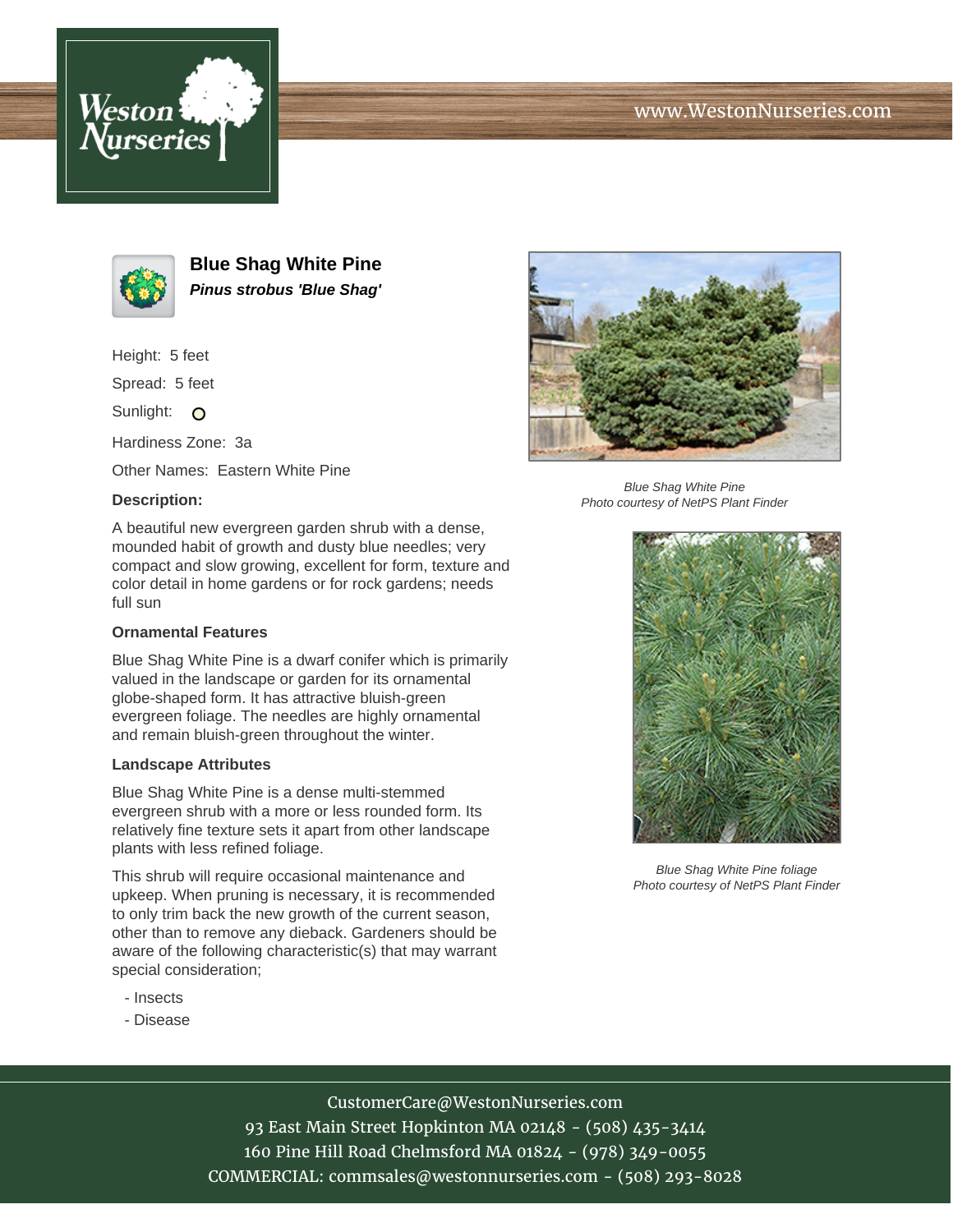www.WestonNurseries.com

# Blue Shag White Pine

***Pinus strobus 'Blue Shag'***

Height: 5 feet

Spread: 5 feet

Sunlight: O

Hardiness Zone: 3a

Other Names: Eastern White Pine

### Description:

A beautiful new evergreen garden shrub with a dense, mounded habit of growth and dusty blue needles; very compact and slow growing, excellent for form, texture and color detail in home gardens or for rock gardens; needs full sun

### Ornamental Features

Blue Shag White Pine is a dwarf conifer which is primarily valued in the landscape or garden for its ornamental globe-shaped form. It has attractive bluish-green evergreen foliage. The needles are highly ornamental and remain bluish-green throughout the winter.

### Landscape Attributes

Blue Shag White Pine is a dense multi-stemmed evergreen shrub with a more or less rounded form. Its relatively fine texture sets it apart from other landscape plants with less refined foliage.

This shrub will require occasional maintenance and upkeep. When pruning is necessary, it is recommended to only trim back the new growth of the current season, other than to remove any dieback. Gardeners should be aware of the following characteristic(s) that may warrant special consideration;

- Insects
- Disease

*Blue Shag White Pine*
*Photo courtesy of NetPS Plant Finder*

*Blue Shag White Pine foliage*
*Photo courtesy of NetPS Plant Finder*

CustomerCare@WestonNurseries.com
93 East Main Street Hopkinton MA 02148 - (508) 435-3414
160 Pine Hill Road Chelmsford MA 01824 - (978) 349-0055
COMMERCIAL: commsales@westonnurseries.com - (508) 293-8028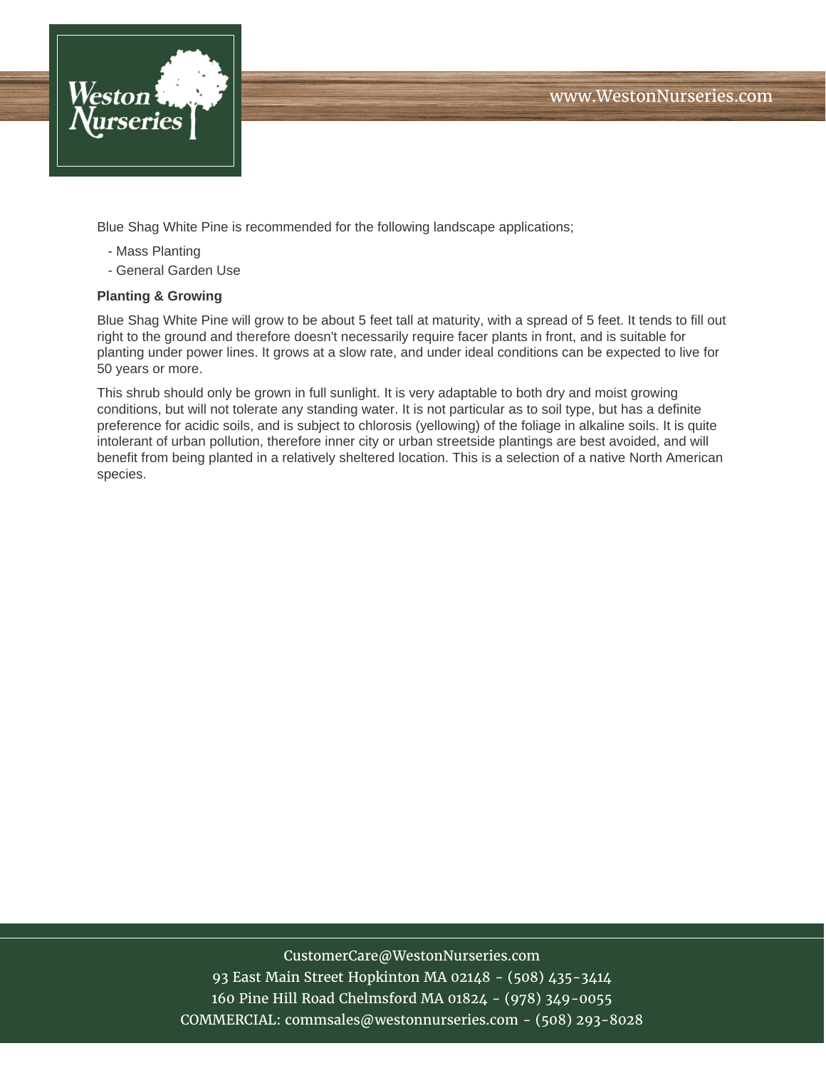Blue Shag White Pine is recommended for the following landscape applications;

- Mass Planting
- General Garden Use

**Planting & Growing**

Blue Shag White Pine will grow to be about 5 feet tall at maturity, with a spread of 5 feet. It tends to fill out right to the ground and therefore doesn't necessarily require facer plants in front, and is suitable for planting under power lines. It grows at a slow rate, and under ideal conditions can be expected to live for 50 years or more.

This shrub should only be grown in full sunlight. It is very adaptable to both dry and moist growing conditions, but will not tolerate any standing water. It is not particular as to soil type, but has a definite preference for acidic soils, and is subject to chlorosis (yellowing) of the foliage in alkaline soils. It is quite intolerant of urban pollution, therefore inner city or urban streetside plantings are best avoided, and will benefit from being planted in a relatively sheltered location. This is a selection of a native North American species.